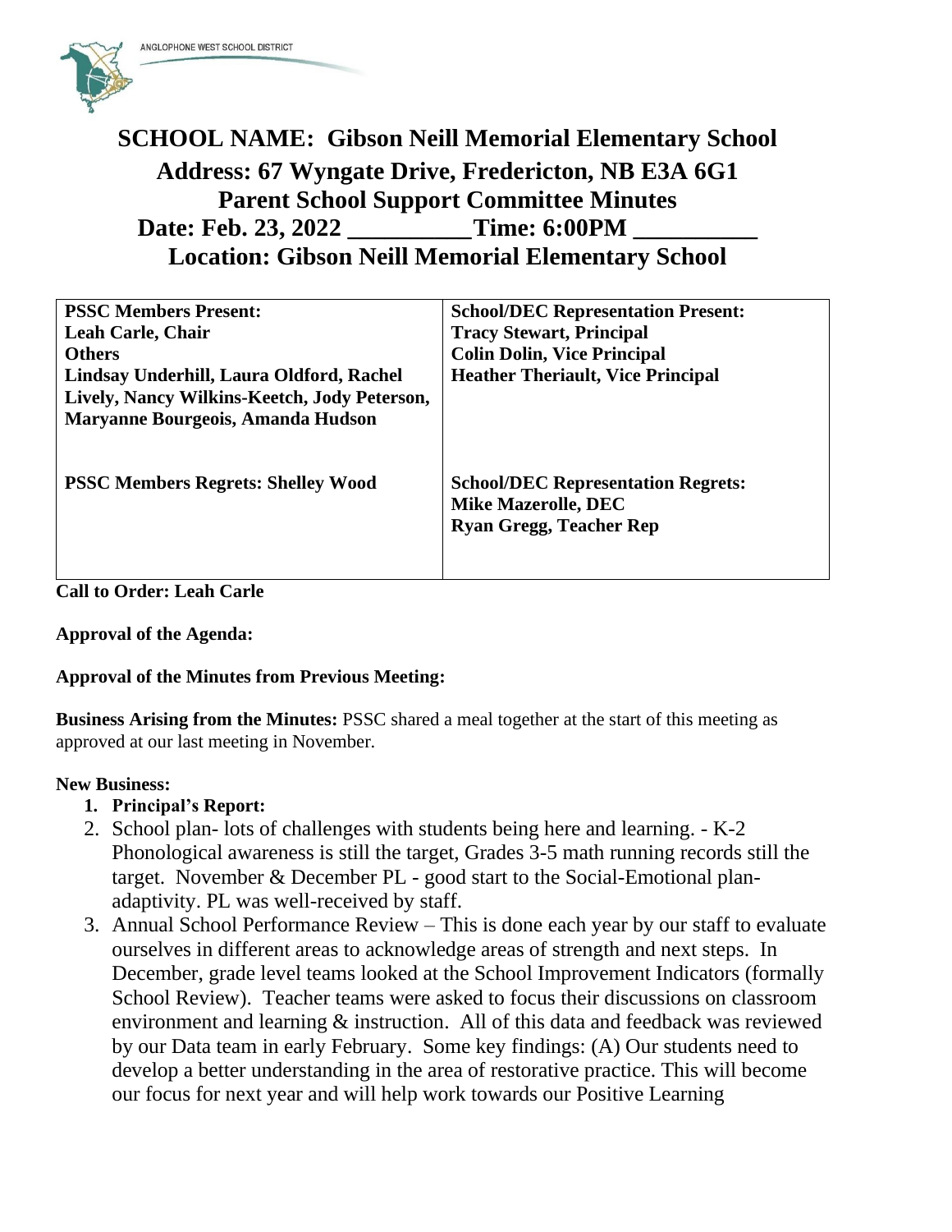ANGLOPHONE WEST SCHOOL DISTRICT

# SCHOOL NAME: Gibson Neill Memorial Elementary School

## Address: 67 Wyngate Drive, Fredericton, NB E3A 6G1

## Parent School Support Committee Minutes

## Date: Feb. 23, 2022 __________Time: 6:00PM __________

## Location: Gibson Neill Memorial Elementary School

| **PSSC Members Present:**<br>**Leah Carle, Chair**<br>**Others**<br>**Lindsay Underhill, Laura Oldford, Rachel Lively, Nancy Wilkins-Keetch, Jody Peterson, Maryanne Bourgeois, Amanda Hudson** | **School/DEC Representation Present:**<br>**Tracy Stewart, Principal**<br>**Colin Dolin, Vice Principal**<br>**Heather Theriault, Vice Principal** |
|---|---|
| **PSSC Members Regrets: Shelley Wood** | **School/DEC Representation Regrets:**<br>**Mike Mazerolle, DEC**<br>**Ryan Gregg, Teacher Rep** |

**Call to Order: Leah Carle**

**Approval of the Agenda:**

**Approval of the Minutes from Previous Meeting:**

**Business Arising from the Minutes:** PSSC shared a meal together at the start of this meeting as approved at our last meeting in November.

**New Business:**

1. **Principal's Report:**
2. School plan- lots of challenges with students being here and learning. - K-2 Phonological awareness is still the target, Grades 3-5 math running records still the target. November & December PL - good start to the Social-Emotional plan- adaptivity. PL was well-received by staff.
3. Annual School Performance Review – This is done each year by our staff to evaluate ourselves in different areas to acknowledge areas of strength and next steps. In December, grade level teams looked at the School Improvement Indicators (formally School Review). Teacher teams were asked to focus their discussions on classroom environment and learning & instruction. All of this data and feedback was reviewed by our Data team in early February. Some key findings: (A) Our students need to develop a better understanding in the area of restorative practice. This will become our focus for next year and will help work towards our Positive Learning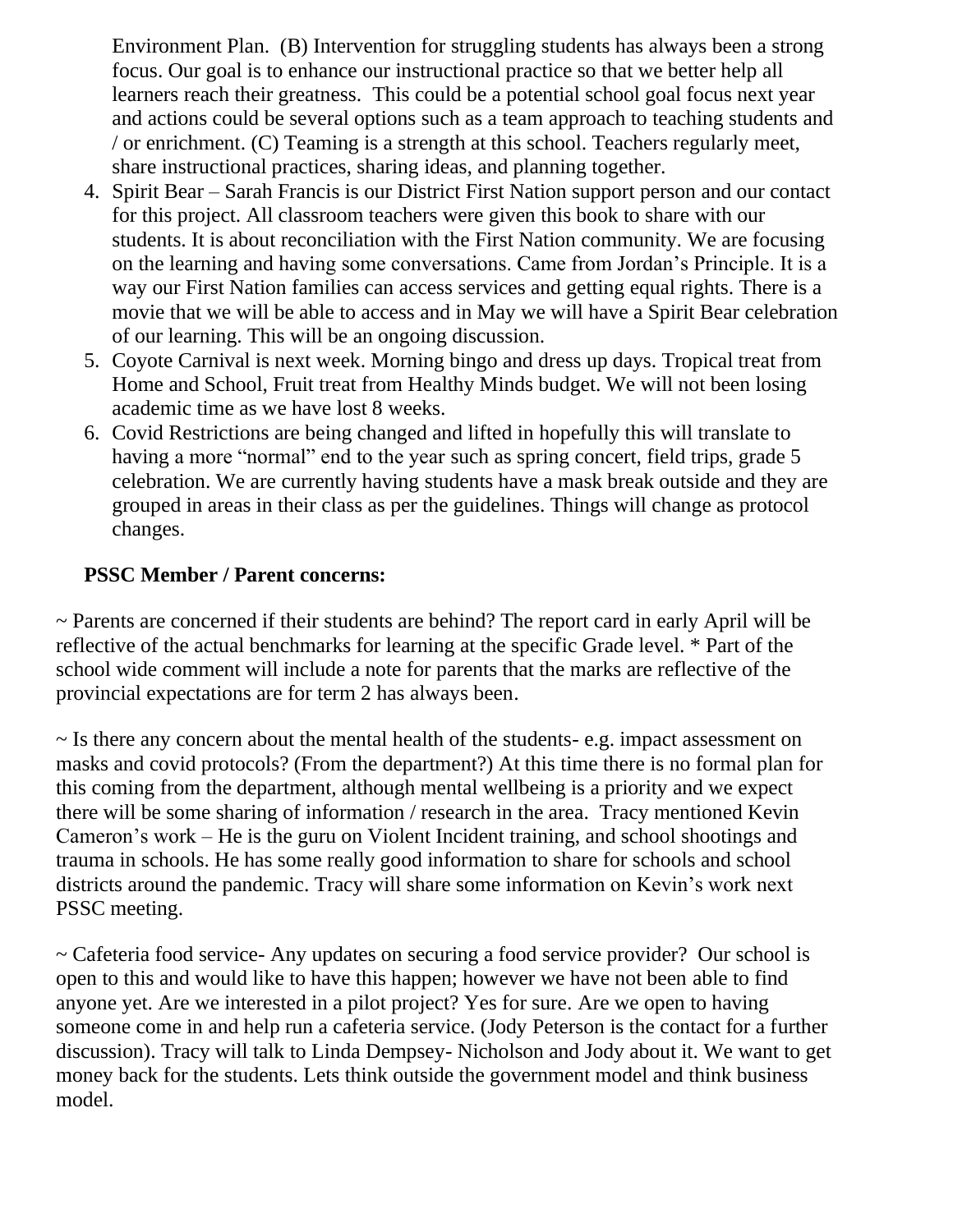Environment Plan. (B) Intervention for struggling students has always been a strong focus. Our goal is to enhance our instructional practice so that we better help all learners reach their greatness. This could be a potential school goal focus next year and actions could be several options such as a team approach to teaching students and / or enrichment. (C) Teaming is a strength at this school. Teachers regularly meet, share instructional practices, sharing ideas, and planning together.

4. Spirit Bear – Sarah Francis is our District First Nation support person and our contact for this project. All classroom teachers were given this book to share with our students. It is about reconciliation with the First Nation community. We are focusing on the learning and having some conversations. Came from Jordan's Principle. It is a way our First Nation families can access services and getting equal rights. There is a movie that we will be able to access and in May we will have a Spirit Bear celebration of our learning. This will be an ongoing discussion.
5. Coyote Carnival is next week. Morning bingo and dress up days. Tropical treat from Home and School, Fruit treat from Healthy Minds budget. We will not been losing academic time as we have lost 8 weeks.
6. Covid Restrictions are being changed and lifted in hopefully this will translate to having a more "normal" end to the year such as spring concert, field trips, grade 5 celebration. We are currently having students have a mask break outside and they are grouped in areas in their class as per the guidelines. Things will change as protocol changes.

**PSSC Member / Parent concerns:**

~ Parents are concerned if their students are behind? The report card in early April will be reflective of the actual benchmarks for learning at the specific Grade level. * Part of the school wide comment will include a note for parents that the marks are reflective of the provincial expectations are for term 2 has always been.

~ Is there any concern about the mental health of the students- e.g. impact assessment on masks and covid protocols? (From the department?) At this time there is no formal plan for this coming from the department, although mental wellbeing is a priority and we expect there will be some sharing of information / research in the area. Tracy mentioned Kevin Cameron's work – He is the guru on Violent Incident training, and school shootings and trauma in schools. He has some really good information to share for schools and school districts around the pandemic. Tracy will share some information on Kevin's work next PSSC meeting.

~ Cafeteria food service- Any updates on securing a food service provider? Our school is open to this and would like to have this happen; however we have not been able to find anyone yet. Are we interested in a pilot project? Yes for sure. Are we open to having someone come in and help run a cafeteria service. (Jody Peterson is the contact for a further discussion). Tracy will talk to Linda Dempsey- Nicholson and Jody about it. We want to get money back for the students. Lets think outside the government model and think business model.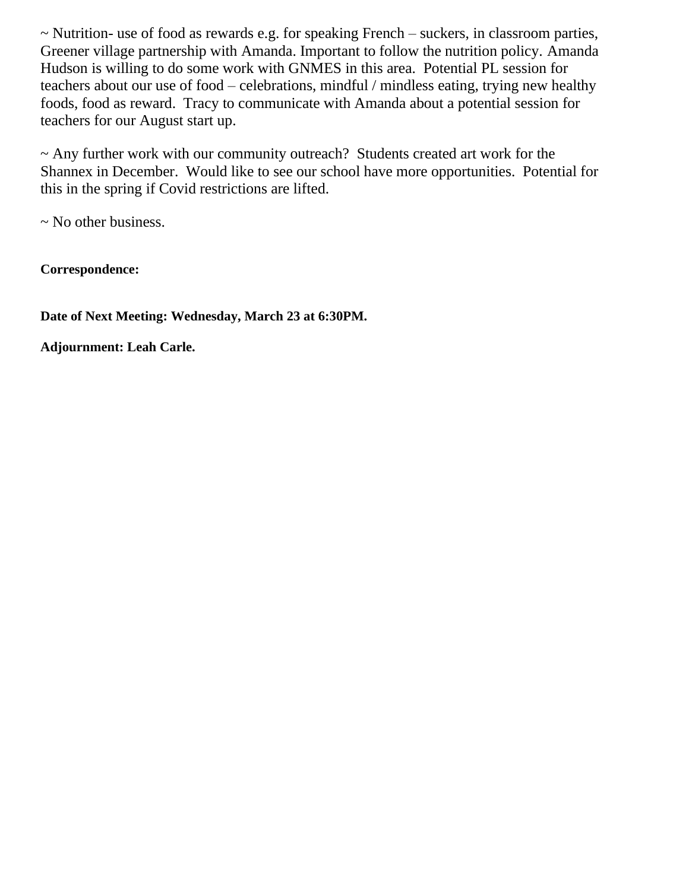~ Nutrition- use of food as rewards e.g. for speaking French – suckers, in classroom parties, Greener village partnership with Amanda. Important to follow the nutrition policy. Amanda Hudson is willing to do some work with GNMES in this area. Potential PL session for teachers about our use of food – celebrations, mindful / mindless eating, trying new healthy foods, food as reward. Tracy to communicate with Amanda about a potential session for teachers for our August start up.

~ Any further work with our community outreach? Students created art work for the Shannex in December. Would like to see our school have more opportunities. Potential for this in the spring if Covid restrictions are lifted.

~ No other business.

**Correspondence:**

**Date of Next Meeting: Wednesday, March 23 at 6:30PM.**

**Adjournment: Leah Carle.**